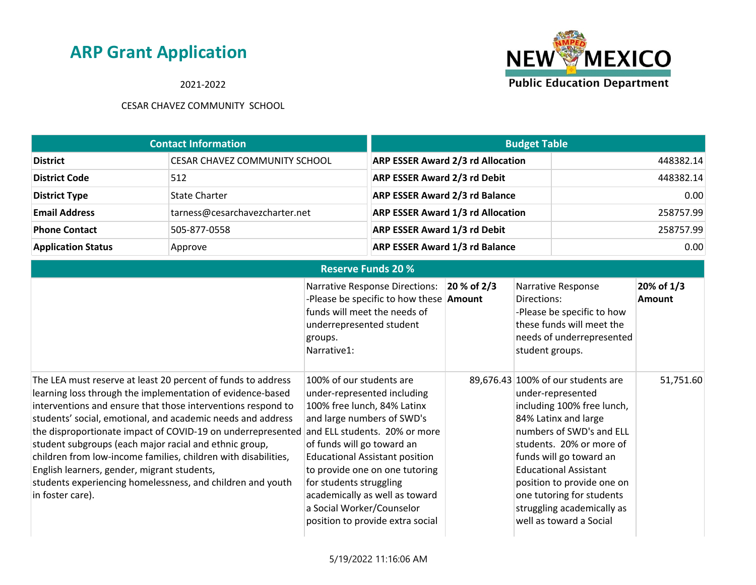# ARP Grant Application

2021-2022

CESAR CHAVEZ COMMUNITY SCHOOL

| Contact Information | |
|---|---|
| **District** | CESAR CHAVEZ COMMUNITY SCHOOL |
| **District Code** | 512 |
| **District Type** | State Charter |
| **Email Address** | tarness@cesarchavezcharter.net |
| **Phone Contact** | 505-877-0558 |
| **Application Status** | Approve |

| Budget Table | |
|---|---|
| **ARP ESSER Award 2/3 rd Allocation** | 448382.14 |
| **ARP ESSER Award 2/3 rd Debit** | 448382.14 |
| **ARP ESSER Award 2/3 rd Balance** | 0.00 |
| **ARP ESSER Award 1/3 rd Allocation** | 258757.99 |
| **ARP ESSER Award 1/3 rd Debit** | 258757.99 |
| **ARP ESSER Award 1/3 rd Balance** | 0.00 |

| Reserve Funds 20 % | | | | |
|---|---|---|---|---|
| | Narrative Response Directions: -Please be specific to how these funds will meet the needs of underrepresented student groups. Narrative1: | **20 % of 2/3 Amount** | Narrative Response Directions: -Please be specific to how these funds will meet the needs of underrepresented student groups. | **20% of 1/3 Amount** |
| The LEA must reserve at least 20 percent of funds to address learning loss through the implementation of evidence-based interventions and ensure that those interventions respond to students' social, emotional, and academic needs and address the disproportionate impact of COVID-19 on underrepresented student subgroups (each major racial and ethnic group, children from low-income families, children with disabilities, English learners, gender, migrant students, students experiencing homelessness, and children and youth in foster care). | 100% of our students are under-represented including 100% free lunch, 84% Latinx and large numbers of SWD's and ELL students. 20% or more of funds will go toward an Educational Assistant position to provide one on one tutoring for students struggling academically as well as toward a Social Worker/Counselor position to provide extra social | 89,676.43 | 100% of our students are under-represented including 100% free lunch, 84% Latinx and large numbers of SWD's and ELL students. 20% or more of funds will go toward an Educational Assistant position to provide one on one tutoring for students struggling academically as well as toward a Social | 51,751.60 |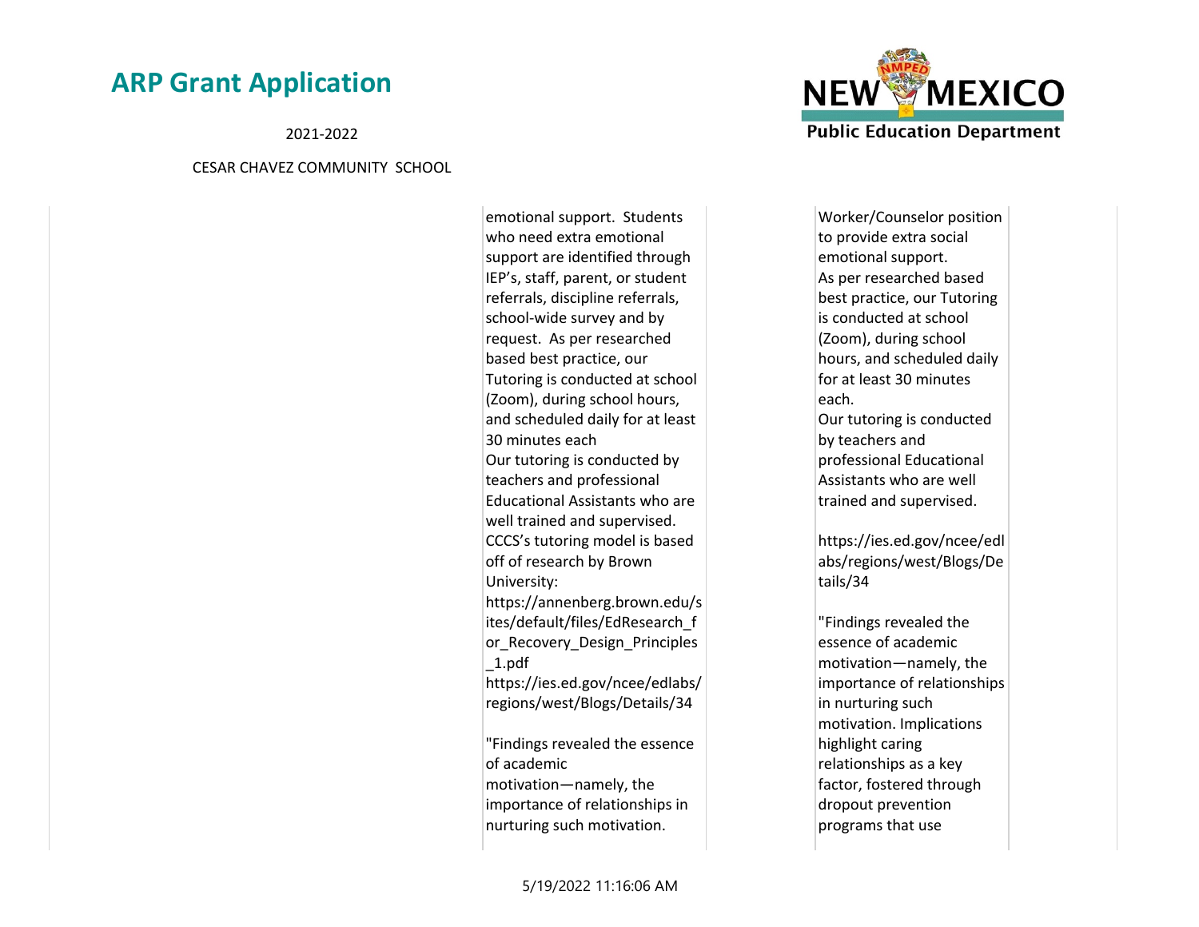| | | |
|---|---|---|
| | emotional support. Students who need extra emotional support are identified through IEP's, staff, parent, or student referrals, discipline referrals, school-wide survey and by request. As per researched based best practice, our Tutoring is conducted at school (Zoom), during school hours, and scheduled daily for at least 30 minutes each<br>Our tutoring is conducted by teachers and professional Educational Assistants who are well trained and supervised.<br>CCCS's tutoring model is based off of research by Brown University:<br>https://annenberg.brown.edu/sites/default/files/EdResearch_for_Recovery_Design_Principles_1.pdf<br>https://ies.ed.gov/ncee/edlabs/regions/west/Blogs/Details/34<br><br>"Findings revealed the essence of academic motivation—namely, the importance of relationships in nurturing such motivation. | Worker/Counselor position to provide extra social emotional support.<br>As per researched based best practice, our Tutoring is conducted at school (Zoom), during school hours, and scheduled daily for at least 30 minutes each.<br>Our tutoring is conducted by teachers and professional Educational Assistants who are well trained and supervised.<br><br>https://ies.ed.gov/ncee/edlabs/regions/west/Blogs/Details/34<br><br>"Findings revealed the essence of academic motivation—namely, the importance of relationships in nurturing such motivation. Implications highlight caring relationships as a key factor, fostered through dropout prevention programs that use |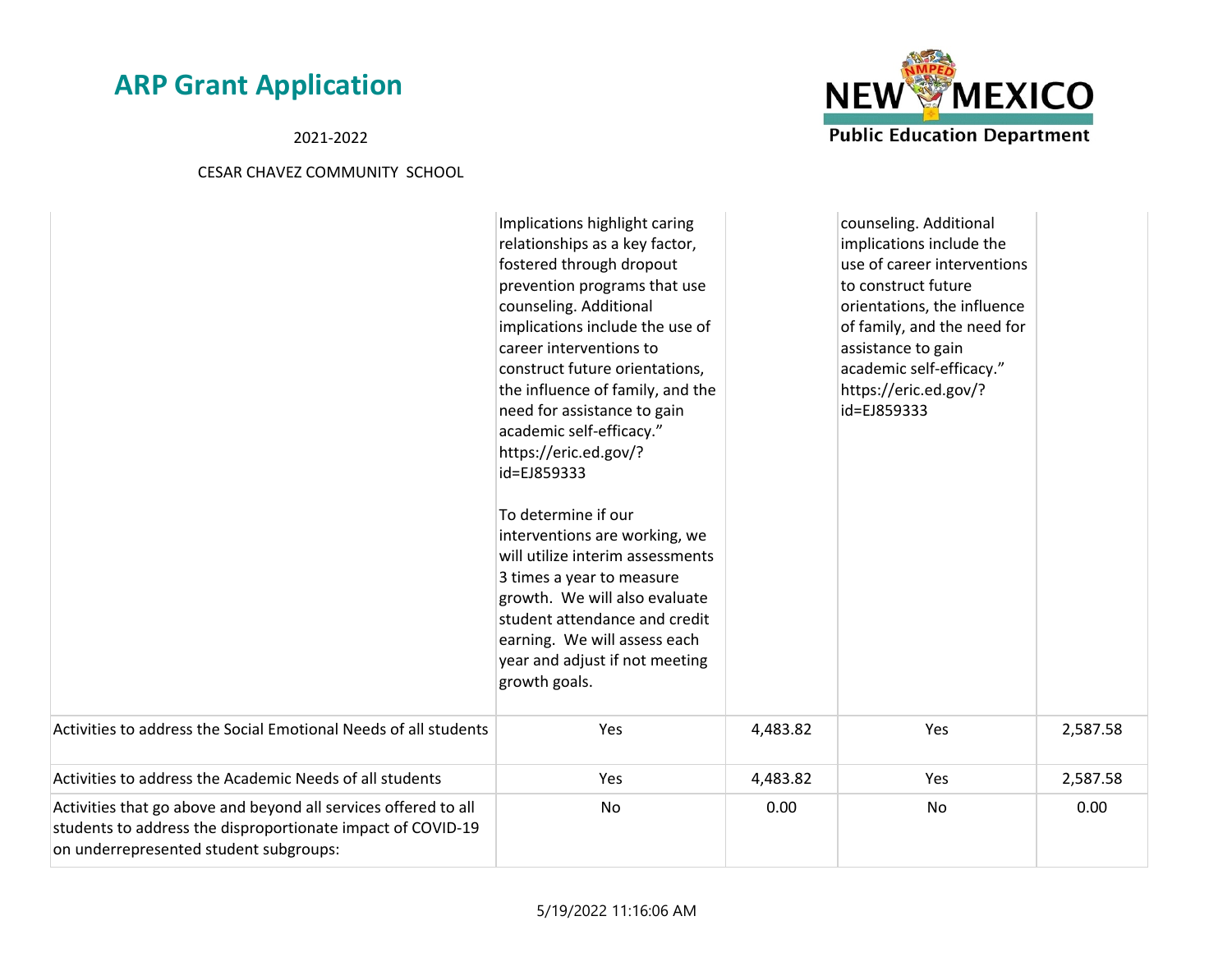| | | | | |
|---|---|---|---|---|
| | Implications highlight caring relationships as a key factor, fostered through dropout prevention programs that use counseling. Additional implications include the use of career interventions to construct future orientations, the influence of family, and the need for assistance to gain academic self-efficacy." https://eric.ed.gov/?id=EJ859333<br><br>To determine if our interventions are working, we will utilize interim assessments 3 times a year to measure growth. We will also evaluate student attendance and credit earning. We will assess each year and adjust if not meeting growth goals. | | counseling. Additional implications include the use of career interventions to construct future orientations, the influence of family, and the need for assistance to gain academic self-efficacy." https://eric.ed.gov/?id=EJ859333 | |
| Activities to address the Social Emotional Needs of all students | Yes | 4,483.82 | Yes | 2,587.58 |
| Activities to address the Academic Needs of all students | Yes | 4,483.82 | Yes | 2,587.58 |
| Activities that go above and beyond all services offered to all students to address the disproportionate impact of COVID-19 on underrepresented student subgroups: | No | 0.00 | No | 0.00 |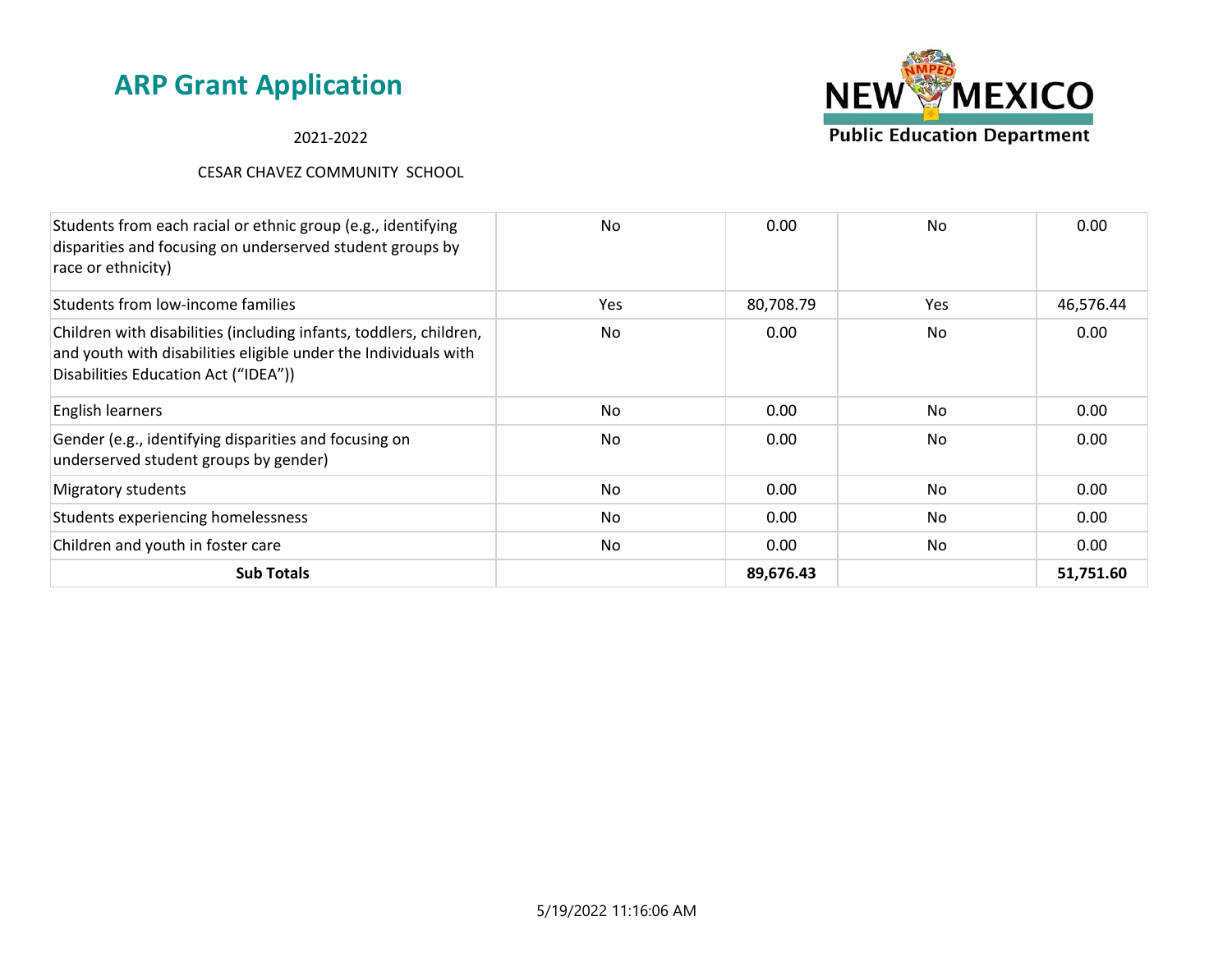| | | | | |
|---|---|---|---|---|
| Students from each racial or ethnic group (e.g., identifying disparities and focusing on underserved student groups by race or ethnicity) | No | 0.00 | No | 0.00 |
| Students from low-income families | Yes | 80,708.79 | Yes | 46,576.44 |
| Children with disabilities (including infants, toddlers, children, and youth with disabilities eligible under the Individuals with Disabilities Education Act ("IDEA")) | No | 0.00 | No | 0.00 |
| English learners | No | 0.00 | No | 0.00 |
| Gender (e.g., identifying disparities and focusing on underserved student groups by gender) | No | 0.00 | No | 0.00 |
| Migratory students | No | 0.00 | No | 0.00 |
| Students experiencing homelessness | No | 0.00 | No | 0.00 |
| Children and youth in foster care | No | 0.00 | No | 0.00 |
| **Sub Totals** | | **89,676.43** | | **51,751.60** |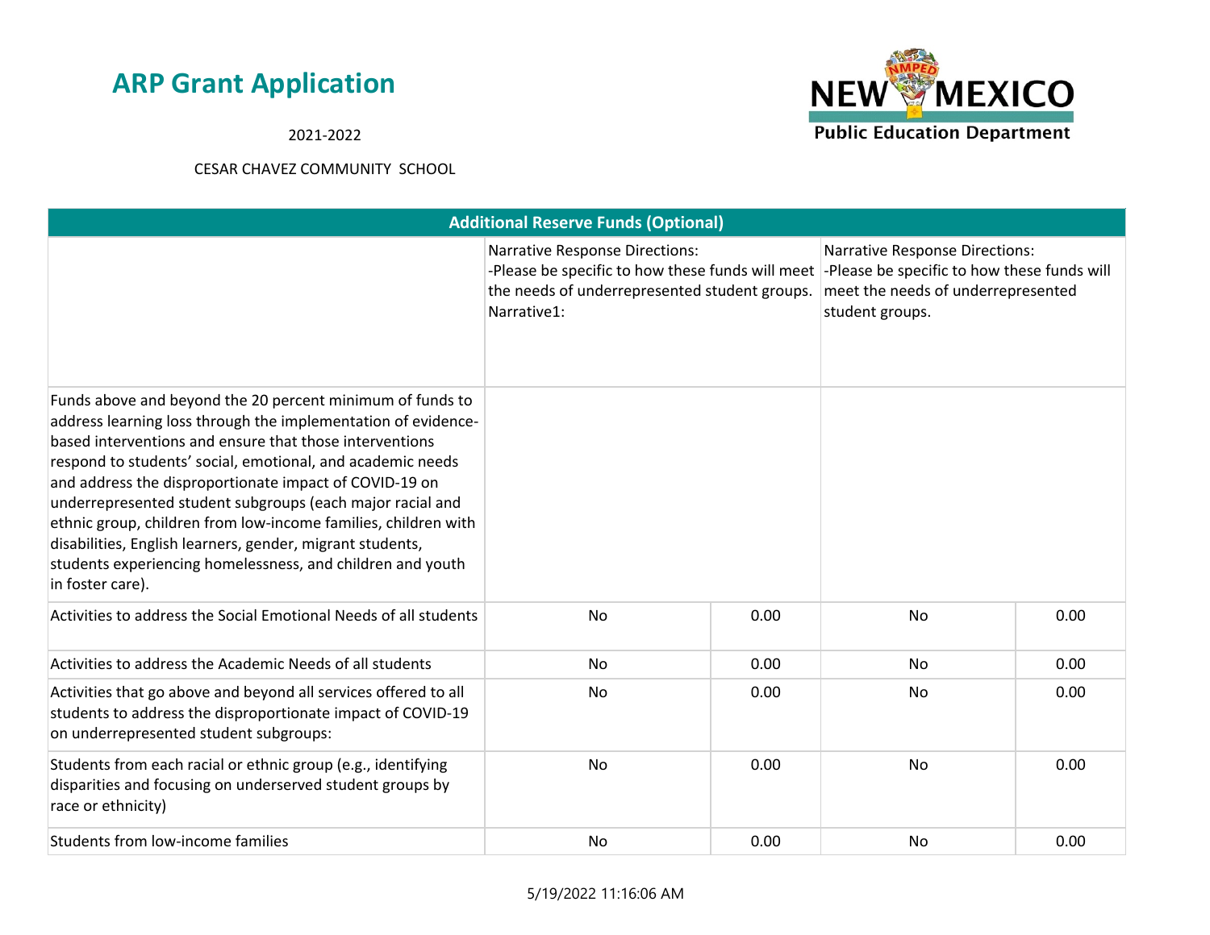# ARP Grant Application

2021-2022

CESAR CHAVEZ COMMUNITY SCHOOL

| Additional Reserve Funds (Optional) | | | | |
|---|---|---|---|---|
| | Narrative Response Directions:<br>-Please be specific to how these funds will meet the needs of underrepresented student groups.<br>Narrative1: | | Narrative Response Directions:<br>-Please be specific to how these funds will meet the needs of underrepresented student groups. | |
| Funds above and beyond the 20 percent minimum of funds to address learning loss through the implementation of evidence-based interventions and ensure that those interventions respond to students' social, emotional, and academic needs and address the disproportionate impact of COVID-19 on underrepresented student subgroups (each major racial and ethnic group, children from low-income families, children with disabilities, English learners, gender, migrant students, students experiencing homelessness, and children and youth in foster care). | | | | |
| Activities to address the Social Emotional Needs of all students | No | 0.00 | No | 0.00 |
| Activities to address the Academic Needs of all students | No | 0.00 | No | 0.00 |
| Activities that go above and beyond all services offered to all students to address the disproportionate impact of COVID-19 on underrepresented student subgroups: | No | 0.00 | No | 0.00 |
| Students from each racial or ethnic group (e.g., identifying disparities and focusing on underserved student groups by race or ethnicity) | No | 0.00 | No | 0.00 |
| Students from low-income families | No | 0.00 | No | 0.00 |

5/19/2022 11:16:06 AM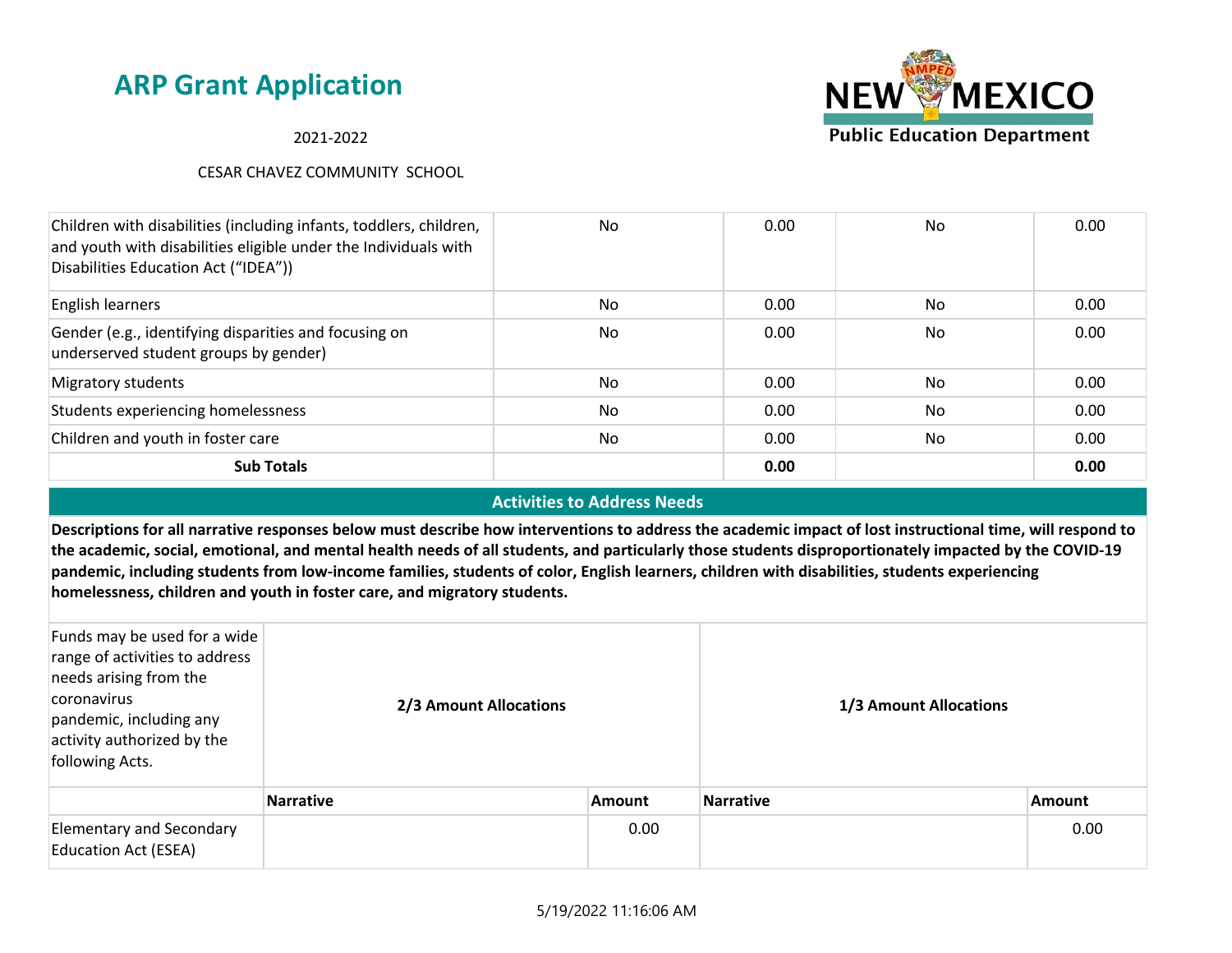| | | | | |
|---|---|---|---|---|
| Children with disabilities (including infants, toddlers, children, and youth with disabilities eligible under the Individuals with Disabilities Education Act ("IDEA")) | No | 0.00 | No | 0.00 |
| English learners | No | 0.00 | No | 0.00 |
| Gender (e.g., identifying disparities and focusing on underserved student groups by gender) | No | 0.00 | No | 0.00 |
| Migratory students | No | 0.00 | No | 0.00 |
| Students experiencing homelessness | No | 0.00 | No | 0.00 |
| Children and youth in foster care | No | 0.00 | No | 0.00 |
| **Sub Totals** | | **0.00** | | **0.00** |

## Activities to Address Needs

**Descriptions for all narrative responses below must describe how interventions to address the academic impact of lost instructional time, will respond to the academic, social, emotional, and mental health needs of all students, and particularly those students disproportionately impacted by the COVID-19 pandemic, including students from low-income families, students of color, English learners, children with disabilities, students experiencing homelessness, children and youth in foster care, and migratory students.**

| Funds may be used for a wide range of activities to address needs arising from the coronavirus pandemic, including any activity authorized by the following Acts. | **2/3 Amount Allocations** | | **1/3 Amount Allocations** | |
|---|---|---|---|---|
| | **Narrative** | **Amount** | **Narrative** | **Amount** |
| Elementary and Secondary Education Act (ESEA) | | 0.00 | | 0.00 |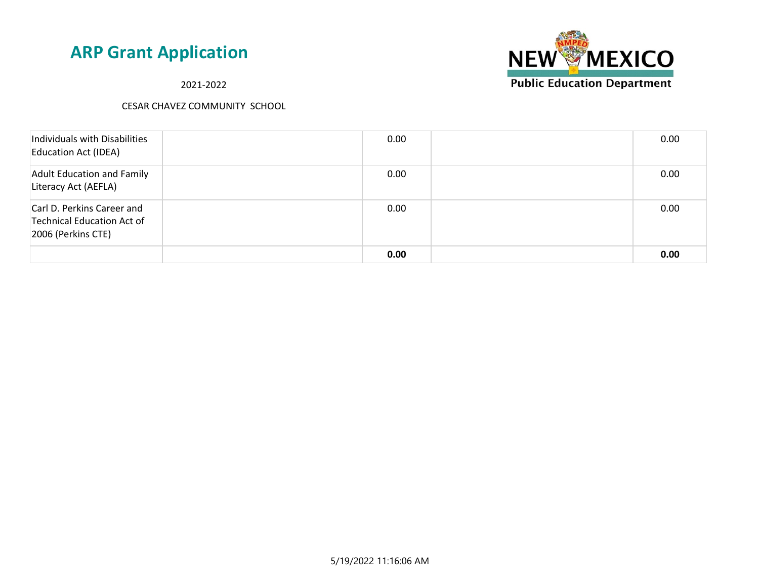# ARP Grant Application

2021-2022

CESAR CHAVEZ COMMUNITY SCHOOL

| | | | | |
|---|---|---|---|---|
| Individuals with Disabilities Education Act (IDEA) | | 0.00 | | 0.00 |
| Adult Education and Family Literacy Act (AEFLA) | | 0.00 | | 0.00 |
| Carl D. Perkins Career and Technical Education Act of 2006 (Perkins CTE) | | 0.00 | | 0.00 |
| | | **0.00** | | **0.00** |

5/19/2022 11:16:06 AM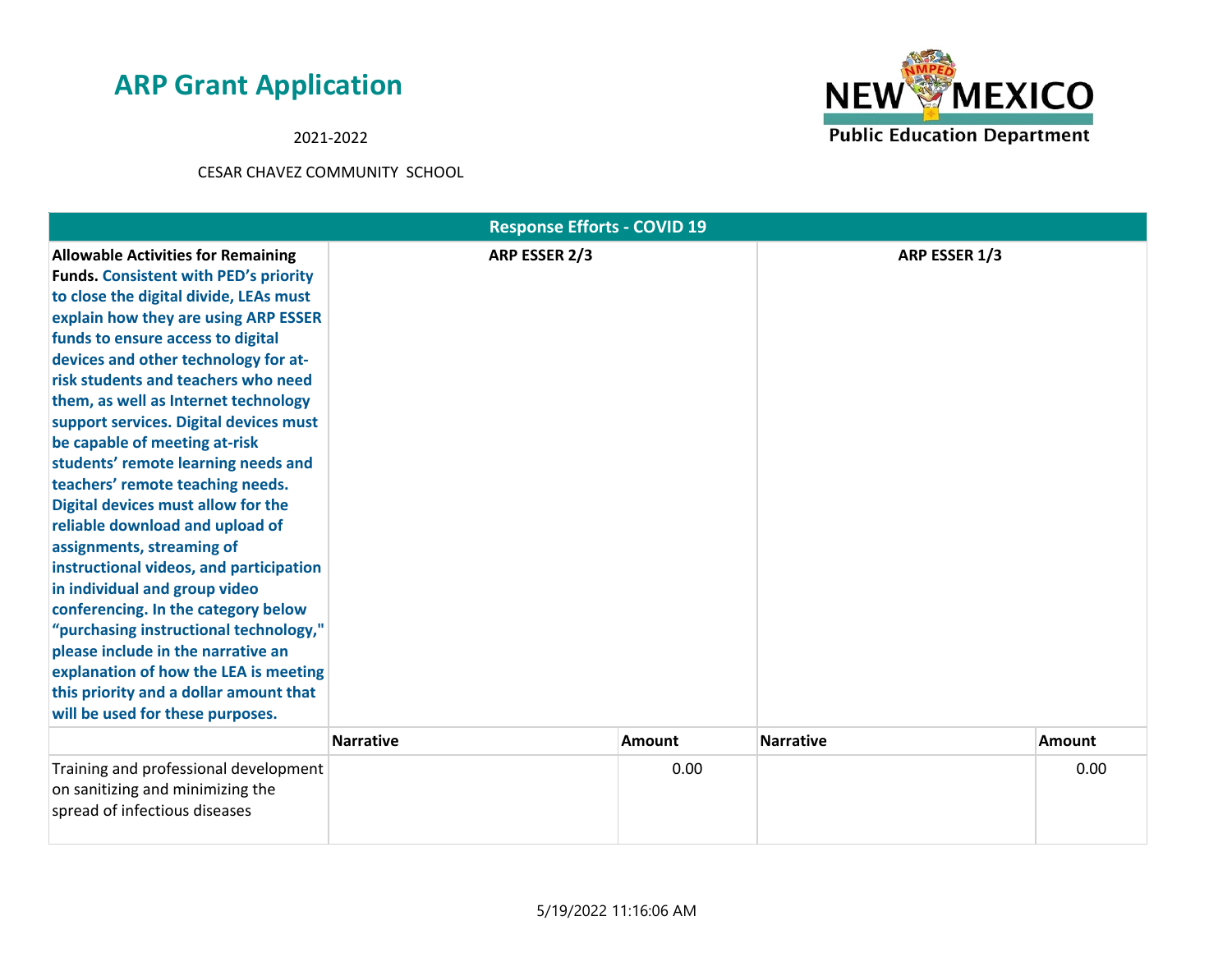# ARP Grant Application

2021-2022

CESAR CHAVEZ COMMUNITY SCHOOL

| Response Efforts - COVID 19 | | | | |
|---|---|---|---|---|
| **Allowable Activities for Remaining Funds.** **Consistent with PED's priority to close the digital divide, LEAs must explain how they are using ARP ESSER funds to ensure access to digital devices and other technology for at-risk students and teachers who need them, as well as Internet technology support services. Digital devices must be capable of meeting at-risk students' remote learning needs and teachers' remote teaching needs. Digital devices must allow for the reliable download and upload of assignments, streaming of instructional videos, and participation in individual and group video conferencing. In the category below "purchasing instructional technology," please include in the narrative an explanation of how the LEA is meeting this priority and a dollar amount that will be used for these purposes.** | **ARP ESSER 2/3** | | **ARP ESSER 1/3** | |
| | **Narrative** | **Amount** | **Narrative** | **Amount** |
| Training and professional development on sanitizing and minimizing the spread of infectious diseases | | 0.00 | | 0.00 |

5/19/2022 11:16:06 AM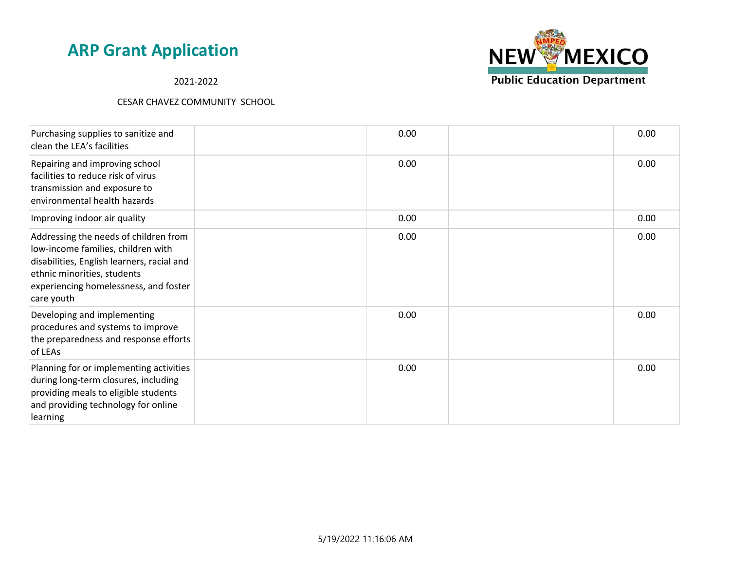## ARP Grant Application

2021-2022

CESAR CHAVEZ COMMUNITY SCHOOL

| | | | | |
|---|---|---|---|---|
| Purchasing supplies to sanitize and clean the LEA's facilities | | 0.00 | | 0.00 |
| Repairing and improving school facilities to reduce risk of virus transmission and exposure to environmental health hazards | | 0.00 | | 0.00 |
| Improving indoor air quality | | 0.00 | | 0.00 |
| Addressing the needs of children from low-income families, children with disabilities, English learners, racial and ethnic minorities, students experiencing homelessness, and foster care youth | | 0.00 | | 0.00 |
| Developing and implementing procedures and systems to improve the preparedness and response efforts of LEAs | | 0.00 | | 0.00 |
| Planning for or implementing activities during long-term closures, including providing meals to eligible students and providing technology for online learning | | 0.00 | | 0.00 |

5/19/2022 11:16:06 AM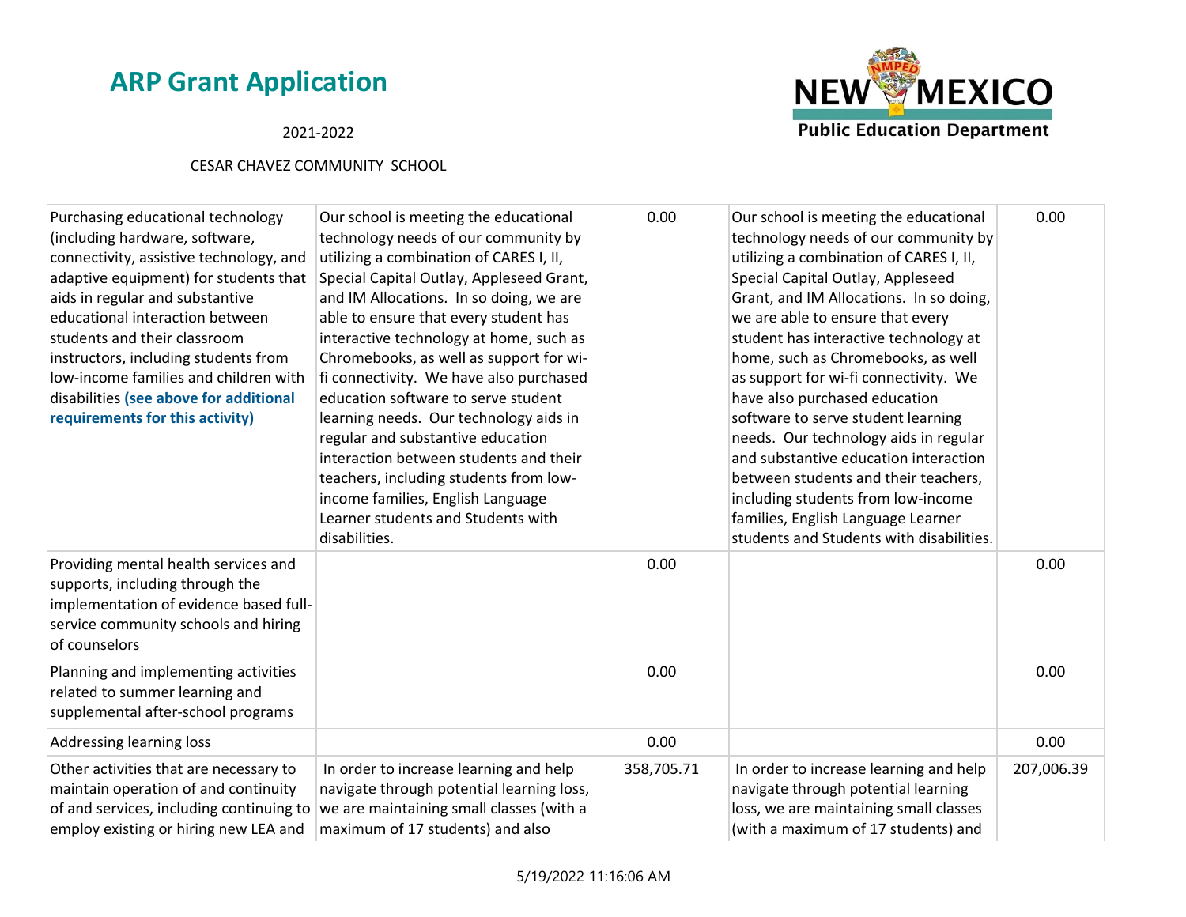| | | | | |
|---|---|---|---|---|
| Purchasing educational technology (including hardware, software, connectivity, assistive technology, and adaptive equipment) for students that aids in regular and substantive educational interaction between students and their classroom instructors, including students from low-income families and children with disabilities **(see above for additional requirements for this activity)** | Our school is meeting the educational technology needs of our community by utilizing a combination of CARES I, II, Special Capital Outlay, Appleseed Grant, and IM Allocations. In so doing, we are able to ensure that every student has interactive technology at home, such as Chromebooks, as well as support for wi-fi connectivity. We have also purchased education software to serve student learning needs. Our technology aids in regular and substantive education interaction between students and their teachers, including students from low-income families, English Language Learner students and Students with disabilities. | 0.00 | Our school is meeting the educational technology needs of our community by utilizing a combination of CARES I, II, Special Capital Outlay, Appleseed Grant, and IM Allocations. In so doing, we are able to ensure that every student has interactive technology at home, such as Chromebooks, as well as support for wi-fi connectivity. We have also purchased education software to serve student learning needs. Our technology aids in regular and substantive education interaction between students and their teachers, including students from low-income families, English Language Learner students and Students with disabilities. | 0.00 |
| Providing mental health services and supports, including through the implementation of evidence based full-service community schools and hiring of counselors | | 0.00 | | 0.00 |
| Planning and implementing activities related to summer learning and supplemental after-school programs | | 0.00 | | 0.00 |
| Addressing learning loss | | 0.00 | | 0.00 |
| Other activities that are necessary to maintain operation of and continuity of and services, including continuing to employ existing or hiring new LEA and | In order to increase learning and help navigate through potential learning loss, we are maintaining small classes (with a maximum of 17 students) and also | 358,705.71 | In order to increase learning and help navigate through potential learning loss, we are maintaining small classes (with a maximum of 17 students) and | 207,006.39 |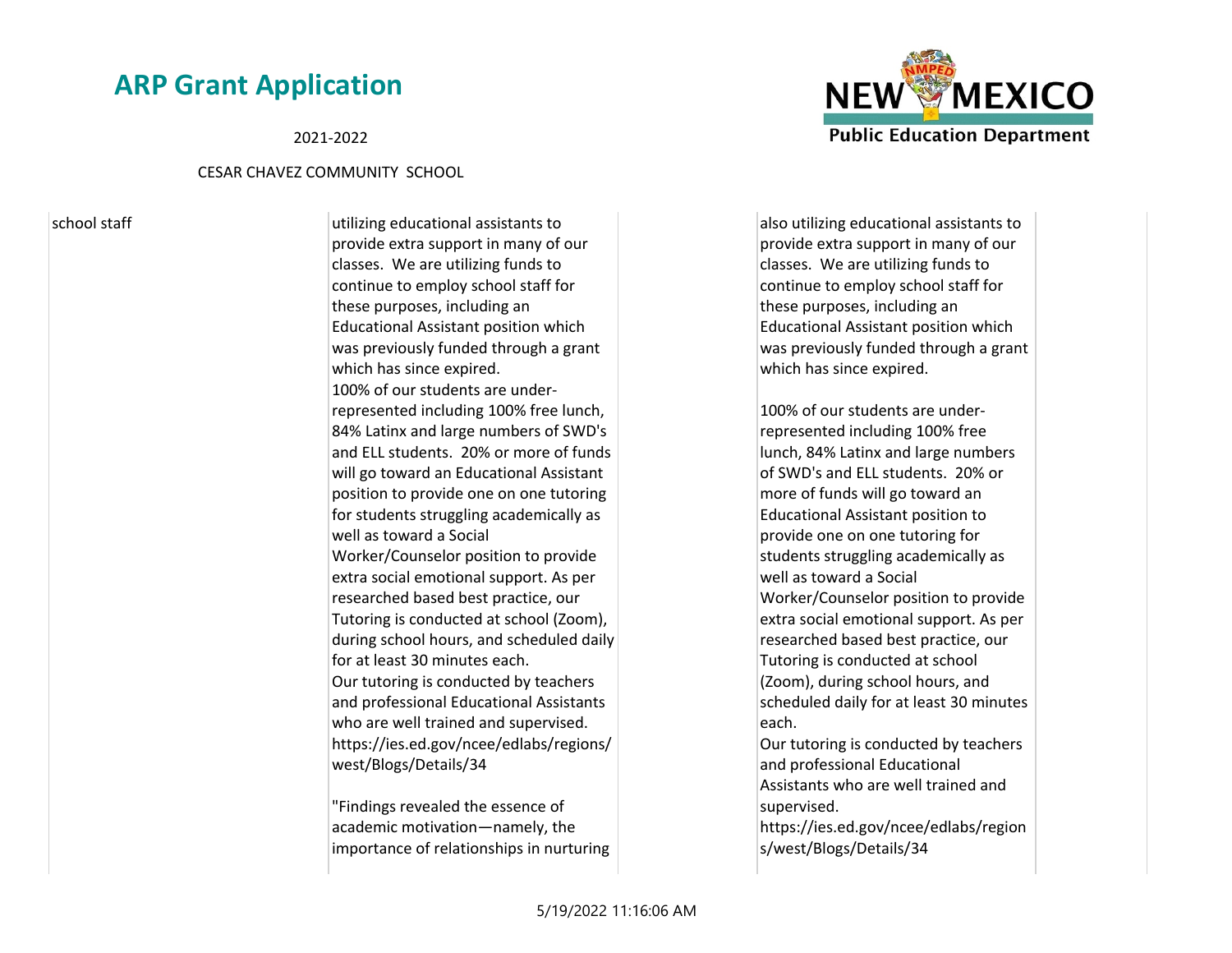| | | | |
|---|---|---|---|
| school staff | utilizing educational assistants to provide extra support in many of our classes. We are utilizing funds to continue to employ school staff for these purposes, including an Educational Assistant position which was previously funded through a grant which has since expired.<br>100% of our students are under-represented including 100% free lunch, 84% Latinx and large numbers of SWD's and ELL students. 20% or more of funds will go toward an Educational Assistant position to provide one on one tutoring for students struggling academically as well as toward a Social Worker/Counselor position to provide extra social emotional support. As per researched based best practice, our Tutoring is conducted at school (Zoom), during school hours, and scheduled daily for at least 30 minutes each.<br>Our tutoring is conducted by teachers and professional Educational Assistants who are well trained and supervised.<br>https://ies.ed.gov/ncee/edlabs/regions/west/Blogs/Details/34<br><br>"Findings revealed the essence of academic motivation—namely, the importance of relationships in nurturing | also utilizing educational assistants to provide extra support in many of our classes. We are utilizing funds to continue to employ school staff for these purposes, including an Educational Assistant position which was previously funded through a grant which has since expired.<br><br>100% of our students are under-represented including 100% free lunch, 84% Latinx and large numbers of SWD's and ELL students. 20% or more of funds will go toward an Educational Assistant position to provide one on one tutoring for students struggling academically as well as toward a Social Worker/Counselor position to provide extra social emotional support. As per researched based best practice, our Tutoring is conducted at school (Zoom), during school hours, and scheduled daily for at least 30 minutes each.<br>Our tutoring is conducted by teachers and professional Educational Assistants who are well trained and supervised.<br>https://ies.ed.gov/ncee/edlabs/regions/west/Blogs/Details/34 | |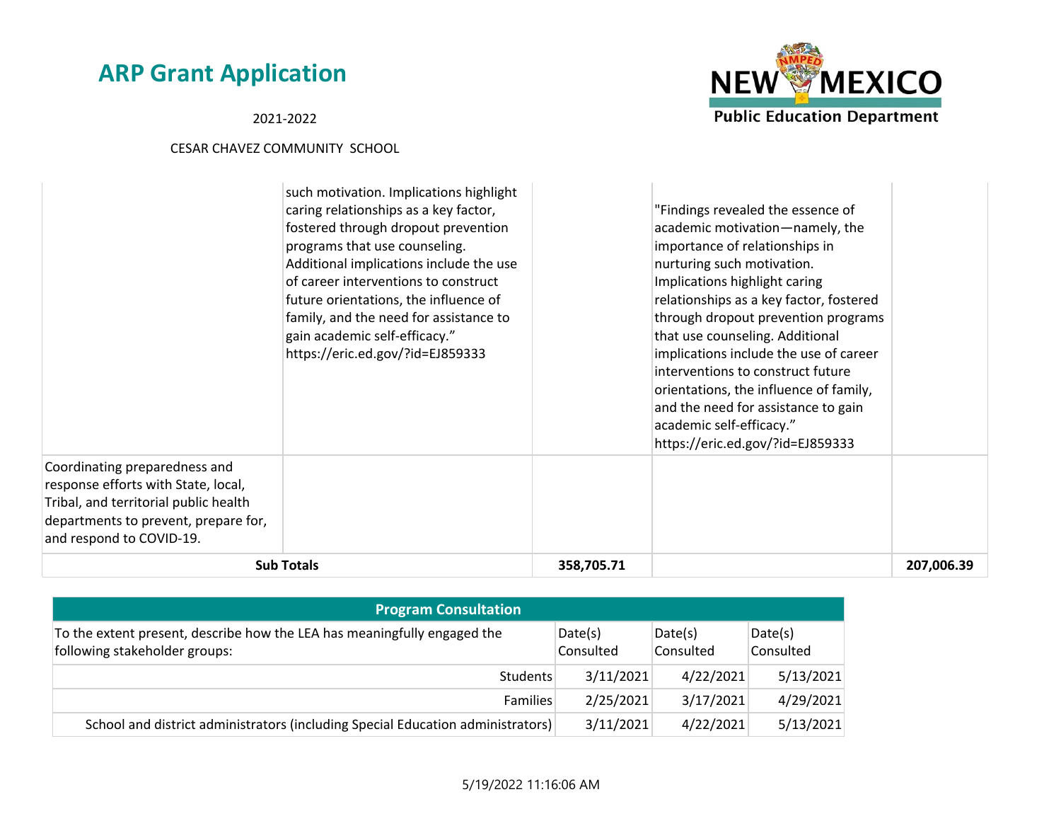| | | | | |
|---|---|---|---|---|
| | such motivation. Implications highlight caring relationships as a key factor, fostered through dropout prevention programs that use counseling. Additional implications include the use of career interventions to construct future orientations, the influence of family, and the need for assistance to gain academic self-efficacy.” https://eric.ed.gov/?id=EJ859333 | | "Findings revealed the essence of academic motivation—namely, the importance of relationships in nurturing such motivation. Implications highlight caring relationships as a key factor, fostered through dropout prevention programs that use counseling. Additional implications include the use of career interventions to construct future orientations, the influence of family, and the need for assistance to gain academic self-efficacy.” https://eric.ed.gov/?id=EJ859333 | |
| Coordinating preparedness and response efforts with State, local, Tribal, and territorial public health departments to prevent, prepare for, and respond to COVID-19. | | | | |
| **Sub Totals** | | **358,705.71** | | **207,006.39** |

| **Program Consultation** | | | |
|---|---|---|---|
| To the extent present, describe how the LEA has meaningfully engaged the following stakeholder groups: | Date(s) Consulted | Date(s) Consulted | Date(s) Consulted |
| Students | 3/11/2021 | 4/22/2021 | 5/13/2021 |
| Families | 2/25/2021 | 3/17/2021 | 4/29/2021 |
| School and district administrators (including Special Education administrators) | 3/11/2021 | 4/22/2021 | 5/13/2021 |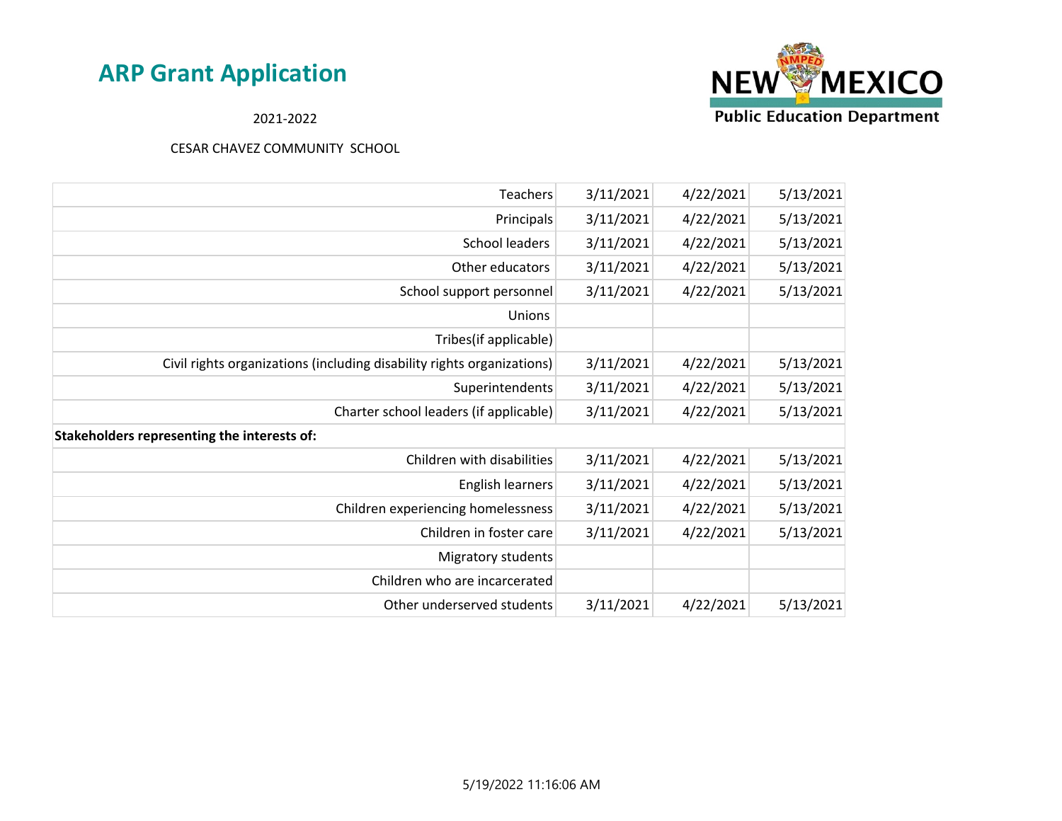# ARP Grant Application

2021-2022

CESAR CHAVEZ COMMUNITY SCHOOL

| | | | |
|---|---|---|---|
| Teachers | 3/11/2021 | 4/22/2021 | 5/13/2021 |
| Principals | 3/11/2021 | 4/22/2021 | 5/13/2021 |
| School leaders | 3/11/2021 | 4/22/2021 | 5/13/2021 |
| Other educators | 3/11/2021 | 4/22/2021 | 5/13/2021 |
| School support personnel | 3/11/2021 | 4/22/2021 | 5/13/2021 |
| Unions | | | |
| Tribes(if applicable) | | | |
| Civil rights organizations (including disability rights organizations) | 3/11/2021 | 4/22/2021 | 5/13/2021 |
| Superintendents | 3/11/2021 | 4/22/2021 | 5/13/2021 |
| Charter school leaders (if applicable) | 3/11/2021 | 4/22/2021 | 5/13/2021 |
| **Stakeholders representing the interests of:** | | | |
| Children with disabilities | 3/11/2021 | 4/22/2021 | 5/13/2021 |
| English learners | 3/11/2021 | 4/22/2021 | 5/13/2021 |
| Children experiencing homelessness | 3/11/2021 | 4/22/2021 | 5/13/2021 |
| Children in foster care | 3/11/2021 | 4/22/2021 | 5/13/2021 |
| Migratory students | | | |
| Children who are incarcerated | | | |
| Other underserved students | 3/11/2021 | 4/22/2021 | 5/13/2021 |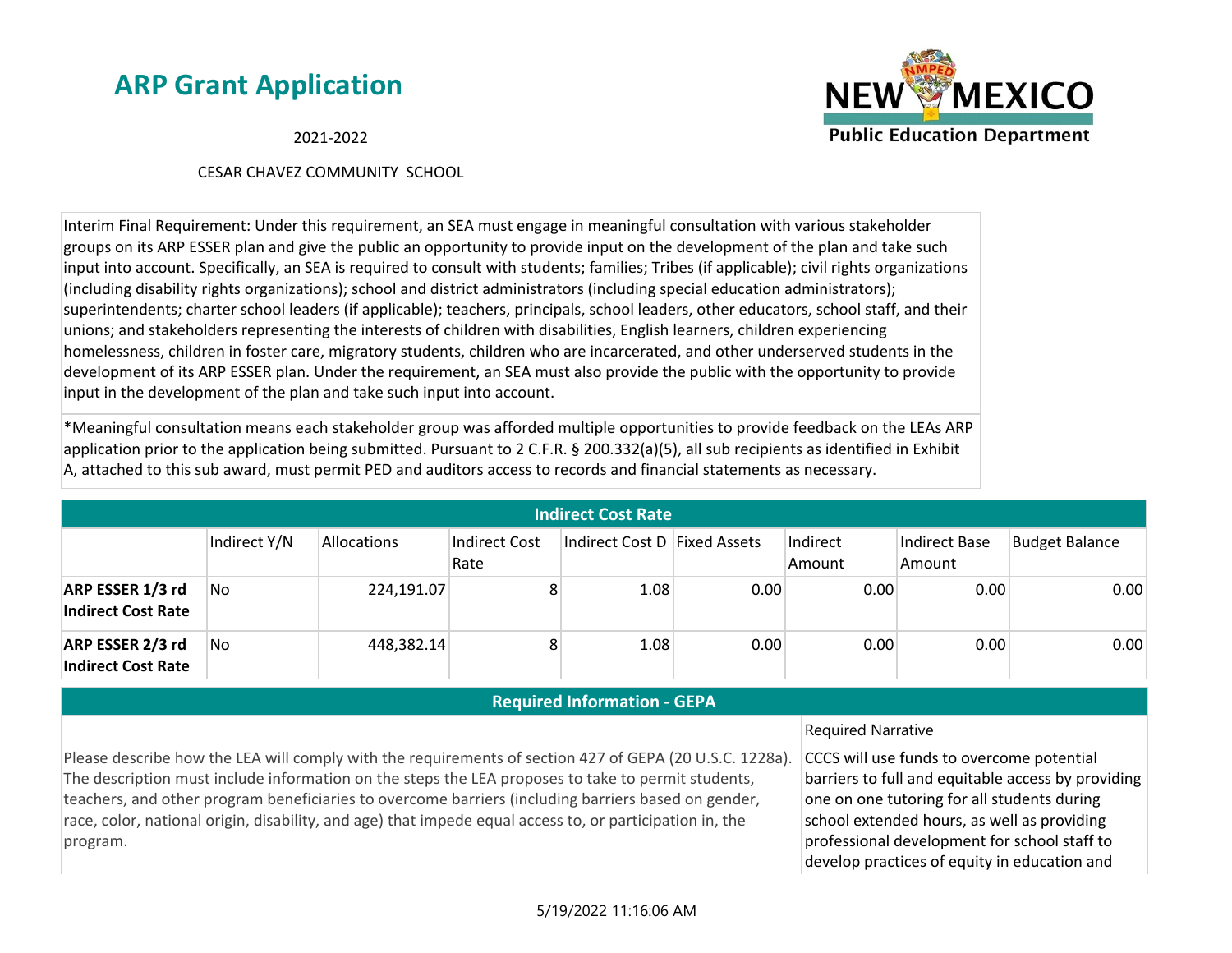# ARP Grant Application

2021-2022

CESAR CHAVEZ COMMUNITY SCHOOL

Interim Final Requirement: Under this requirement, an SEA must engage in meaningful consultation with various stakeholder groups on its ARP ESSER plan and give the public an opportunity to provide input on the development of the plan and take such input into account. Specifically, an SEA is required to consult with students; families; Tribes (if applicable); civil rights organizations (including disability rights organizations); school and district administrators (including special education administrators); superintendents; charter school leaders (if applicable); teachers, principals, school leaders, other educators, school staff, and their unions; and stakeholders representing the interests of children with disabilities, English learners, children experiencing homelessness, children in foster care, migratory students, children who are incarcerated, and other underserved students in the development of its ARP ESSER plan. Under the requirement, an SEA must also provide the public with the opportunity to provide input in the development of the plan and take such input into account.

*Meaningful consultation means each stakeholder group was afforded multiple opportunities to provide feedback on the LEAs ARP application prior to the application being submitted. Pursuant to 2 C.F.R. § 200.332(a)(5), all sub recipients as identified in Exhibit A, attached to this sub award, must permit PED and auditors access to records and financial statements as necessary.

## Indirect Cost Rate

| | Indirect Y/N | Allocations | Indirect Cost Rate | Indirect Cost D | Fixed Assets | Indirect Amount | Indirect Base Amount | Budget Balance |
|---|---|---|---|---|---|---|---|---|
| **ARP ESSER 1/3 rd Indirect Cost Rate** | No | 224,191.07 | 8 | 1.08 | 0.00 | 0.00 | 0.00 | 0.00 |
| **ARP ESSER 2/3 rd Indirect Cost Rate** | No | 448,382.14 | 8 | 1.08 | 0.00 | 0.00 | 0.00 | 0.00 |

## Required Information - GEPA

| | Required Narrative |
|---|---|
| Please describe how the LEA will comply with the requirements of section 427 of GEPA (20 U.S.C. 1228a). The description must include information on the steps the LEA proposes to take to permit students, teachers, and other program beneficiaries to overcome barriers (including barriers based on gender, race, color, national origin, disability, and age) that impede equal access to, or participation in, the program. | CCCS will use funds to overcome potential barriers to full and equitable access by providing one on one tutoring for all students during school extended hours, as well as providing professional development for school staff to develop practices of equity in education and |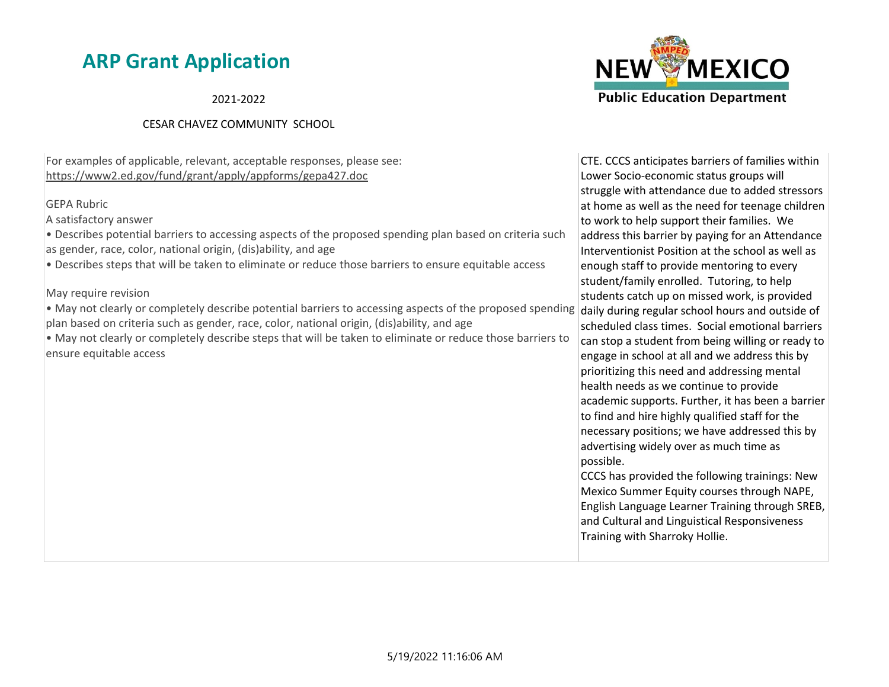# ARP Grant Application

2021-2022

CESAR CHAVEZ COMMUNITY SCHOOL

| | |
|---|---|
| For examples of applicable, relevant, acceptable responses, please see: https://www2.ed.gov/fund/grant/apply/appforms/gepa427.doc<br><br>GEPA Rubric<br>A satisfactory answer<br>• Describes potential barriers to accessing aspects of the proposed spending plan based on criteria such as gender, race, color, national origin, (dis)ability, and age<br>• Describes steps that will be taken to eliminate or reduce those barriers to ensure equitable access<br><br>May require revision<br>• May not clearly or completely describe potential barriers to accessing aspects of the proposed spending plan based on criteria such as gender, race, color, national origin, (dis)ability, and age<br>• May not clearly or completely describe steps that will be taken to eliminate or reduce those barriers to ensure equitable access | CTE. CCCS anticipates barriers of families within Lower Socio-economic status groups will struggle with attendance due to added stressors at home as well as the need for teenage children to work to help support their families. We address this barrier by paying for an Attendance Interventionist Position at the school as well as enough staff to provide mentoring to every student/family enrolled. Tutoring, to help students catch up on missed work, is provided daily during regular school hours and outside of scheduled class times. Social emotional barriers can stop a student from being willing or ready to engage in school at all and we address this by prioritizing this need and addressing mental health needs as we continue to provide academic supports. Further, it has been a barrier to find and hire highly qualified staff for the necessary positions; we have addressed this by advertising widely over as much time as possible.<br>CCCS has provided the following trainings: New Mexico Summer Equity courses through NAPE, English Language Learner Training through SREB, and Cultural and Linguistical Responsiveness Training with Sharroky Hollie. |

5/19/2022 11:16:06 AM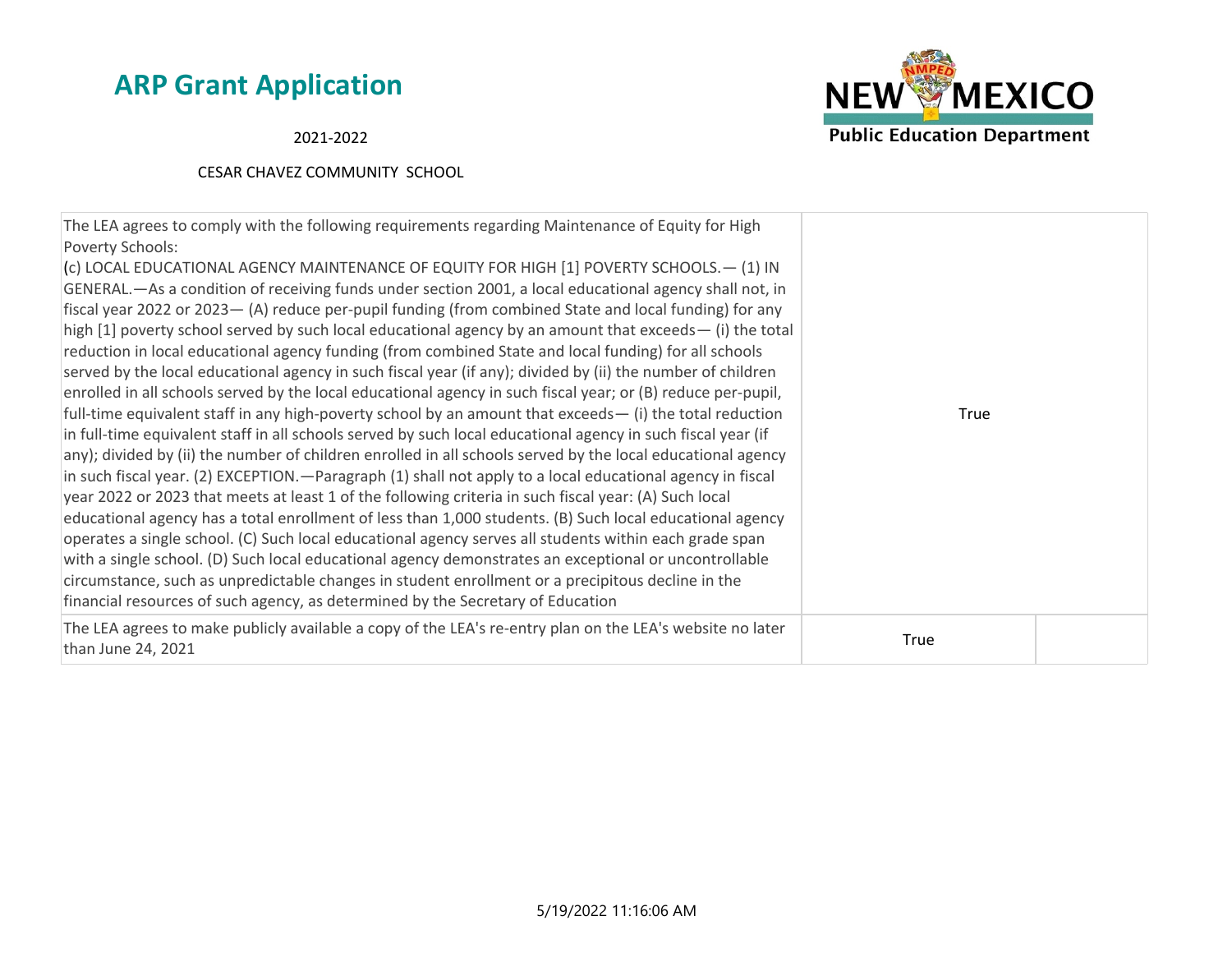# ARP Grant Application

2021-2022

CESAR CHAVEZ COMMUNITY SCHOOL

| | | |
|---|---|---|
| The LEA agrees to comply with the following requirements regarding Maintenance of Equity for High Poverty Schools: (c) LOCAL EDUCATIONAL AGENCY MAINTENANCE OF EQUITY FOR HIGH [1] POVERTY SCHOOLS.— (1) IN GENERAL.—As a condition of receiving funds under section 2001, a local educational agency shall not, in fiscal year 2022 or 2023— (A) reduce per-pupil funding (from combined State and local funding) for any high [1] poverty school served by such local educational agency by an amount that exceeds— (i) the total reduction in local educational agency funding (from combined State and local funding) for all schools served by the local educational agency in such fiscal year (if any); divided by (ii) the number of children enrolled in all schools served by the local educational agency in such fiscal year; or (B) reduce per-pupil, full-time equivalent staff in any high-poverty school by an amount that exceeds— (i) the total reduction in full-time equivalent staff in all schools served by such local educational agency in such fiscal year (if any); divided by (ii) the number of children enrolled in all schools served by the local educational agency in such fiscal year. (2) EXCEPTION.—Paragraph (1) shall not apply to a local educational agency in fiscal year 2022 or 2023 that meets at least 1 of the following criteria in such fiscal year: (A) Such local educational agency has a total enrollment of less than 1,000 students. (B) Such local educational agency operates a single school. (C) Such local educational agency serves all students within each grade span with a single school. (D) Such local educational agency demonstrates an exceptional or uncontrollable circumstance, such as unpredictable changes in student enrollment or a precipitous decline in the financial resources of such agency, as determined by the Secretary of Education | True | |
| The LEA agrees to make publicly available a copy of the LEA's re-entry plan on the LEA's website no later than June 24, 2021 | True | |

5/19/2022 11:16:06 AM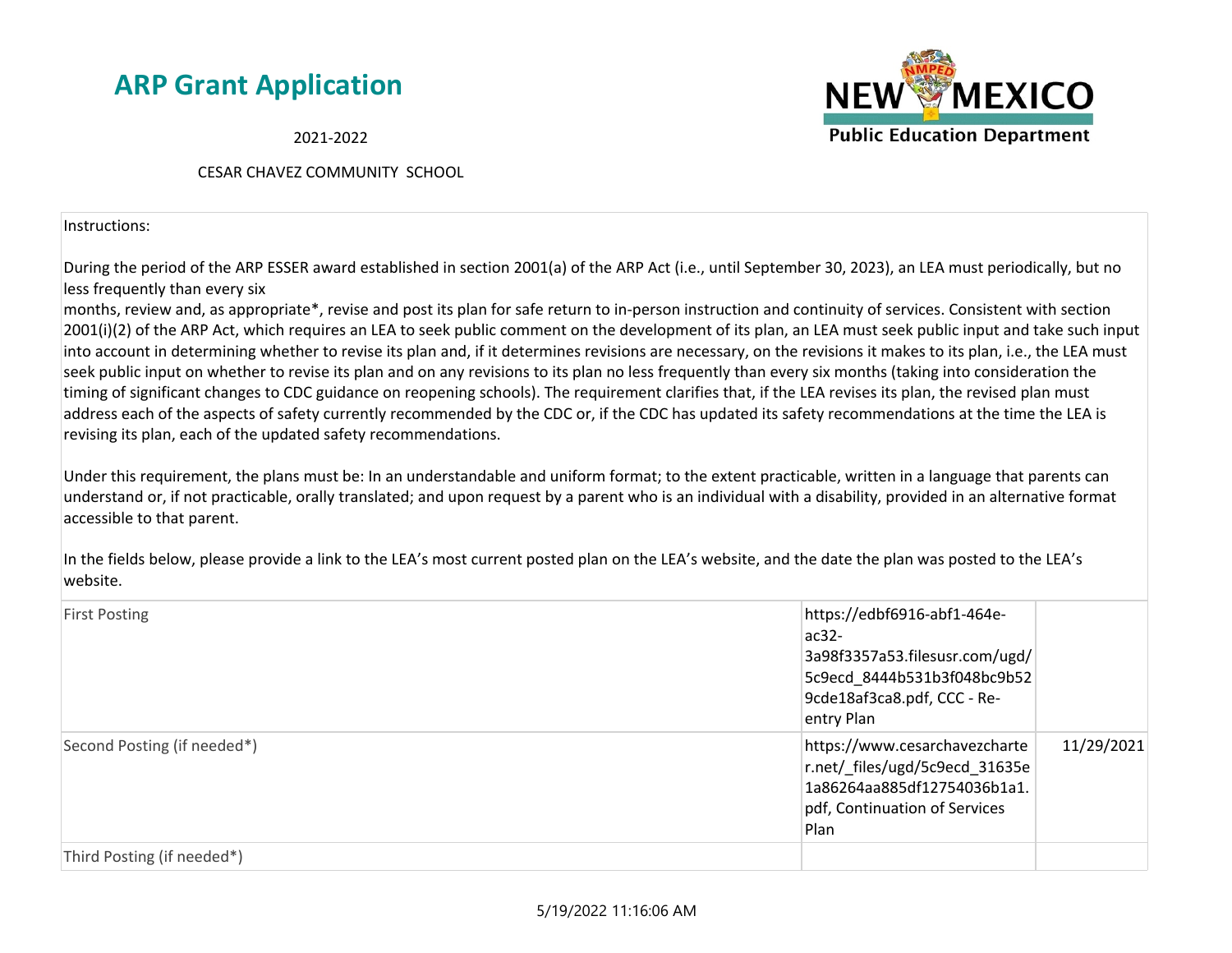# ARP Grant Application

2021-2022

CESAR CHAVEZ COMMUNITY SCHOOL

Instructions:

During the period of the ARP ESSER award established in section 2001(a) of the ARP Act (i.e., until September 30, 2023), an LEA must periodically, but no less frequently than every six months, review and, as appropriate*, revise and post its plan for safe return to in-person instruction and continuity of services. Consistent with section 2001(i)(2) of the ARP Act, which requires an LEA to seek public comment on the development of its plan, an LEA must seek public input and take such input into account in determining whether to revise its plan and, if it determines revisions are necessary, on the revisions it makes to its plan, i.e., the LEA must seek public input on whether to revise its plan and on any revisions to its plan no less frequently than every six months (taking into consideration the timing of significant changes to CDC guidance on reopening schools). The requirement clarifies that, if the LEA revises its plan, the revised plan must address each of the aspects of safety currently recommended by the CDC or, if the CDC has updated its safety recommendations at the time the LEA is revising its plan, each of the updated safety recommendations.

Under this requirement, the plans must be: In an understandable and uniform format; to the extent practicable, written in a language that parents can understand or, if not practicable, orally translated; and upon request by a parent who is an individual with a disability, provided in an alternative format accessible to that parent.

In the fields below, please provide a link to the LEA's most current posted plan on the LEA's website, and the date the plan was posted to the LEA's website.

| | | |
|---|---|---|
| First Posting | https://edbf6916-abf1-464e-ac32-3a98f3357a53.filesusr.com/ugd/5c9ecd_8444b531b3f048bc9b529cde18af3ca8.pdf, CCC - Re-entry Plan | |
| Second Posting (if needed*) | https://www.cesarchavezcharter.net/_files/ugd/5c9ecd_31635e1a86264aa885df12754036b1a1.pdf, Continuation of Services Plan | 11/29/2021 |
| Third Posting (if needed*) | | |

5/19/2022 11:16:06 AM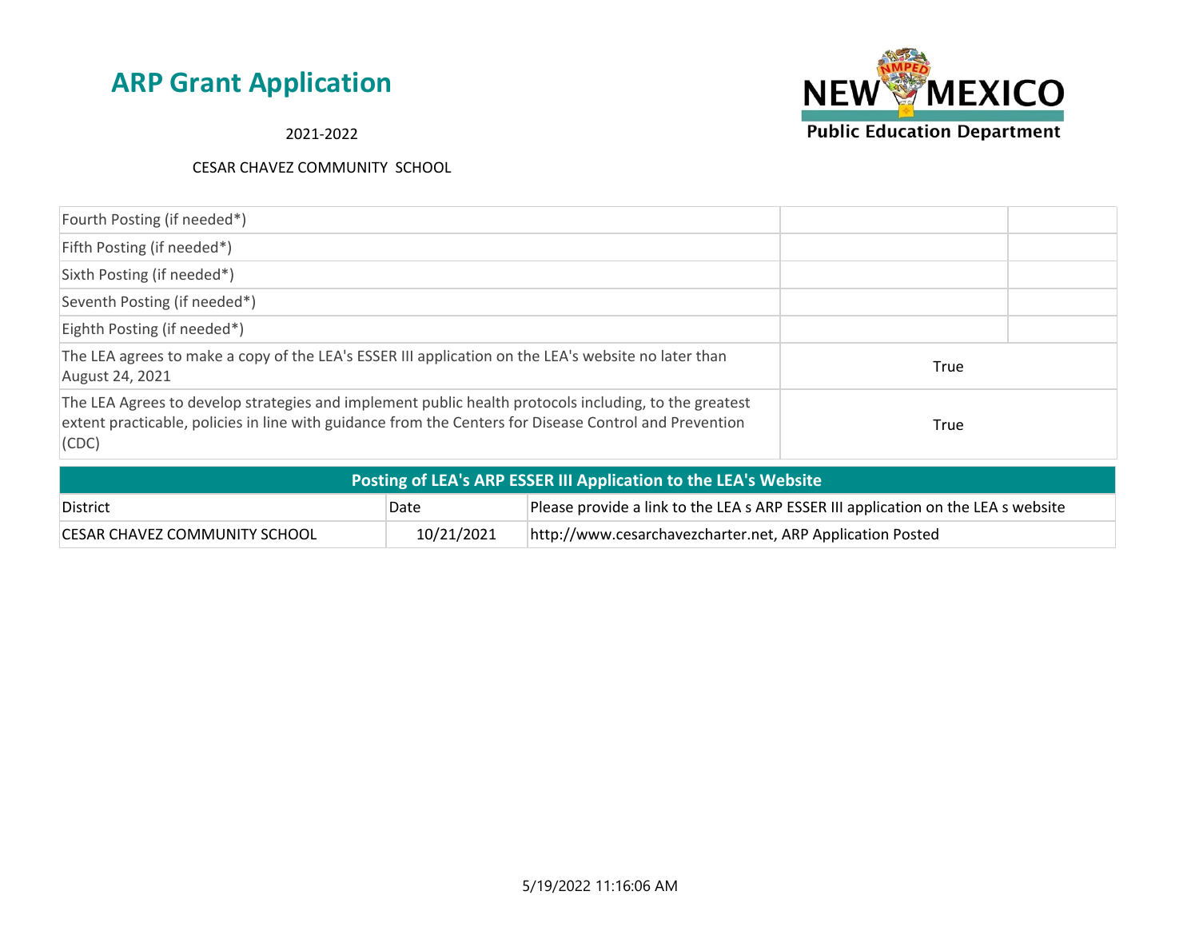## ARP Grant Application

2021-2022

CESAR CHAVEZ COMMUNITY SCHOOL

| | | |
|---|---|---|
| Fourth Posting (if needed*) | | |
| Fifth Posting (if needed*) | | |
| Sixth Posting (if needed*) | | |
| Seventh Posting (if needed*) | | |
| Eighth Posting (if needed*) | | |
| The LEA agrees to make a copy of the LEA's ESSER III application on the LEA's website no later than August 24, 2021 | True | |
| The LEA Agrees to develop strategies and implement public health protocols including, to the greatest extent practicable, policies in line with guidance from the Centers for Disease Control and Prevention (CDC) | True | |

**Posting of LEA's ARP ESSER III Application to the LEA's Website**

| District | Date | Please provide a link to the LEA s ARP ESSER III application on the LEA s website |
|---|---|---|
| CESAR CHAVEZ COMMUNITY SCHOOL | 10/21/2021 | http://www.cesarchavezcharter.net, ARP Application Posted |

5/19/2022 11:16:06 AM